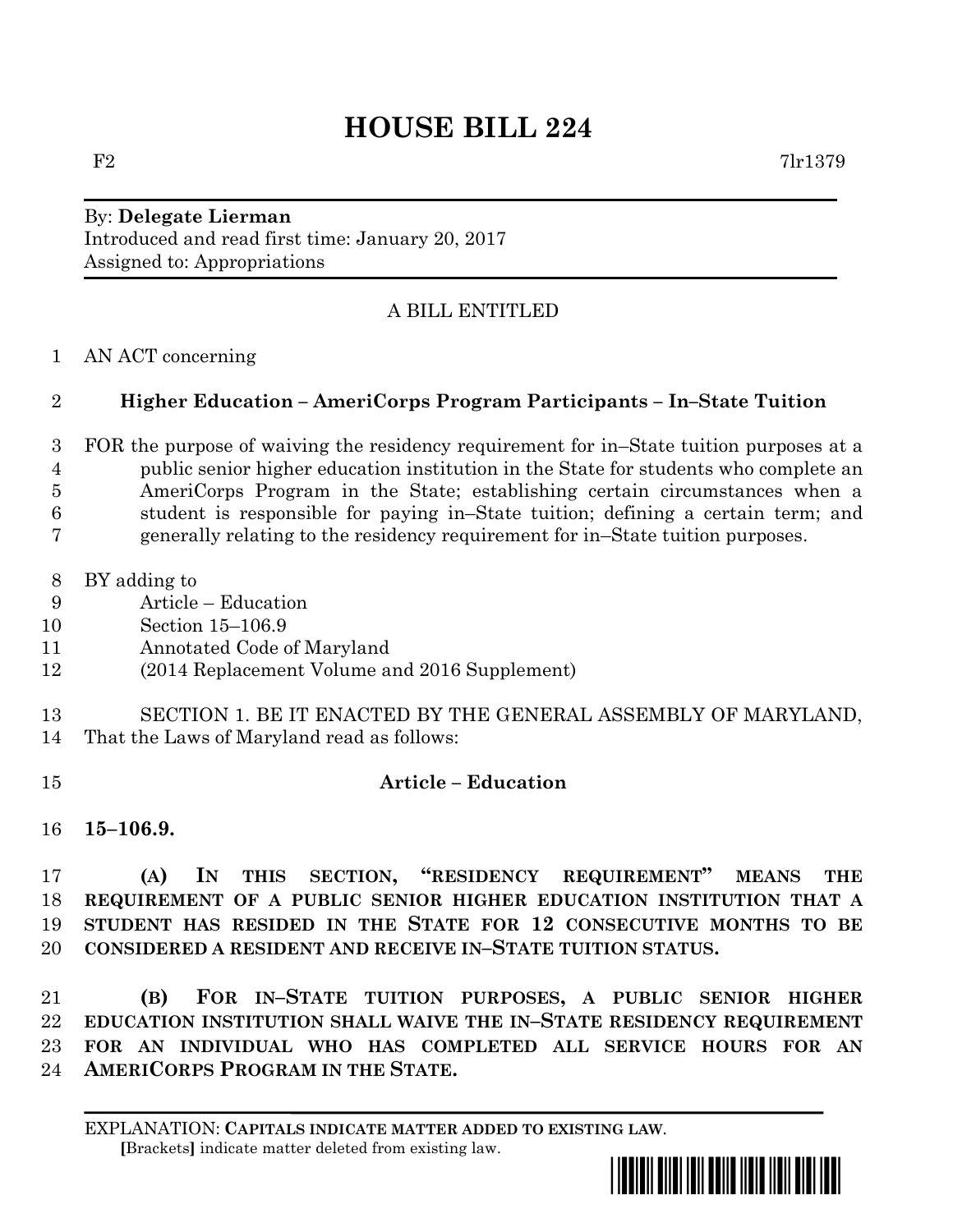# HOUSE BILL 224

F2 7lr1379

By: **Delegate Lierman**
Introduced and read first time: January 20, 2017
Assigned to: Appropriations

A BILL ENTITLED

AN ACT concerning

**Higher Education – AmeriCorps Program Participants – In–State Tuition**

FOR the purpose of waiving the residency requirement for in–State tuition purposes at a public senior higher education institution in the State for students who complete an AmeriCorps Program in the State; establishing certain circumstances when a student is responsible for paying in–State tuition; defining a certain term; and generally relating to the residency requirement for in–State tuition purposes.

BY adding to
Article – Education
Section 15–106.9
Annotated Code of Maryland
(2014 Replacement Volume and 2016 Supplement)

SECTION 1. BE IT ENACTED BY THE GENERAL ASSEMBLY OF MARYLAND, That the Laws of Maryland read as follows:

**Article – Education**

**15–106.9.**

**(A) IN THIS SECTION, "RESIDENCY REQUIREMENT" MEANS THE REQUIREMENT OF A PUBLIC SENIOR HIGHER EDUCATION INSTITUTION THAT A STUDENT HAS RESIDED IN THE STATE FOR 12 CONSECUTIVE MONTHS TO BE CONSIDERED A RESIDENT AND RECEIVE IN–STATE TUITION STATUS.**

**(B) FOR IN–STATE TUITION PURPOSES, A PUBLIC SENIOR HIGHER EDUCATION INSTITUTION SHALL WAIVE THE IN–STATE RESIDENCY REQUIREMENT FOR AN INDIVIDUAL WHO HAS COMPLETED ALL SERVICE HOURS FOR AN AMERICORPS PROGRAM IN THE STATE.**

EXPLANATION: **CAPITALS INDICATE MATTER ADDED TO EXISTING LAW.**
[Brackets] indicate matter deleted from existing law.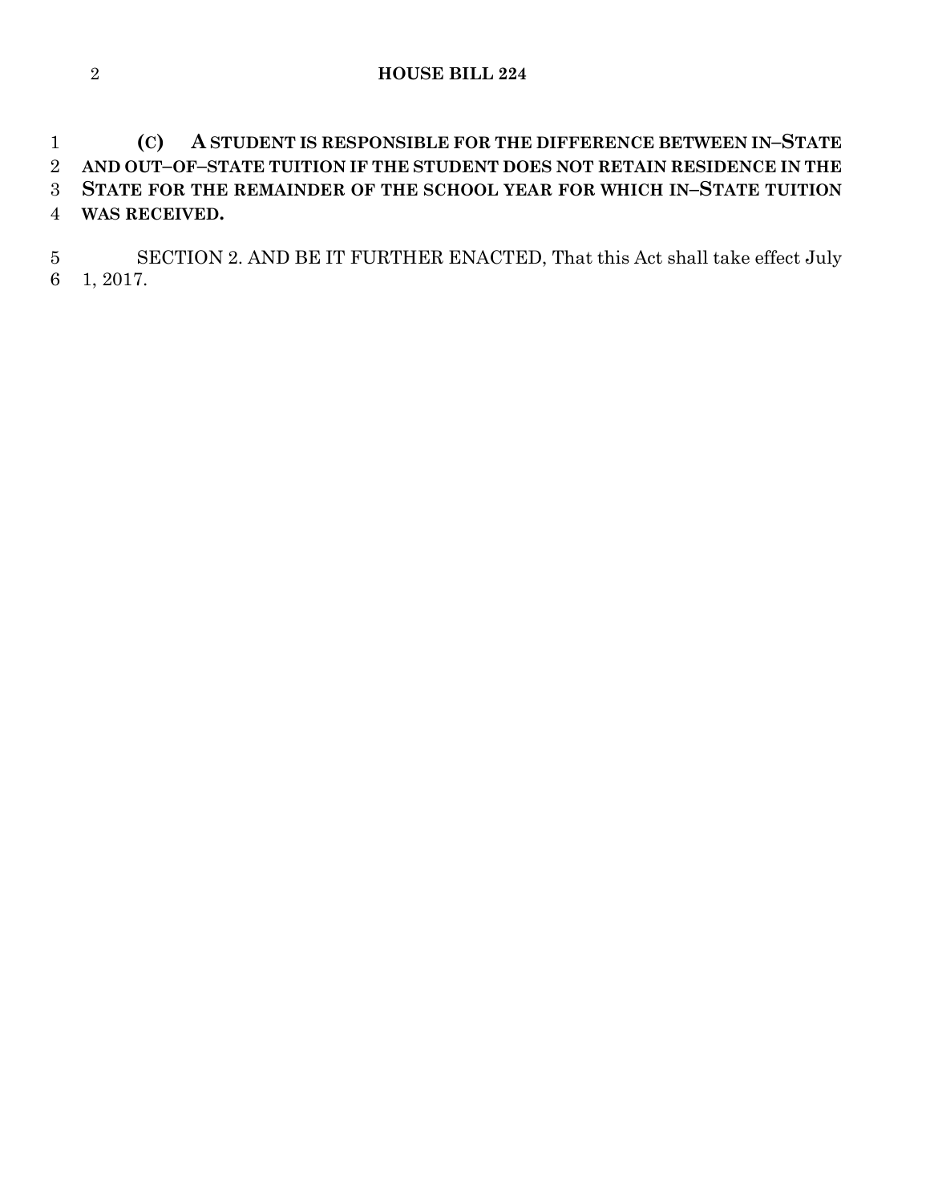**(C) A STUDENT IS RESPONSIBLE FOR THE DIFFERENCE BETWEEN IN–STATE AND OUT–OF–STATE TUITION IF THE STUDENT DOES NOT RETAIN RESIDENCE IN THE STATE FOR THE REMAINDER OF THE SCHOOL YEAR FOR WHICH IN–STATE TUITION WAS RECEIVED.**

SECTION 2. AND BE IT FURTHER ENACTED, That this Act shall take effect July 1, 2017.